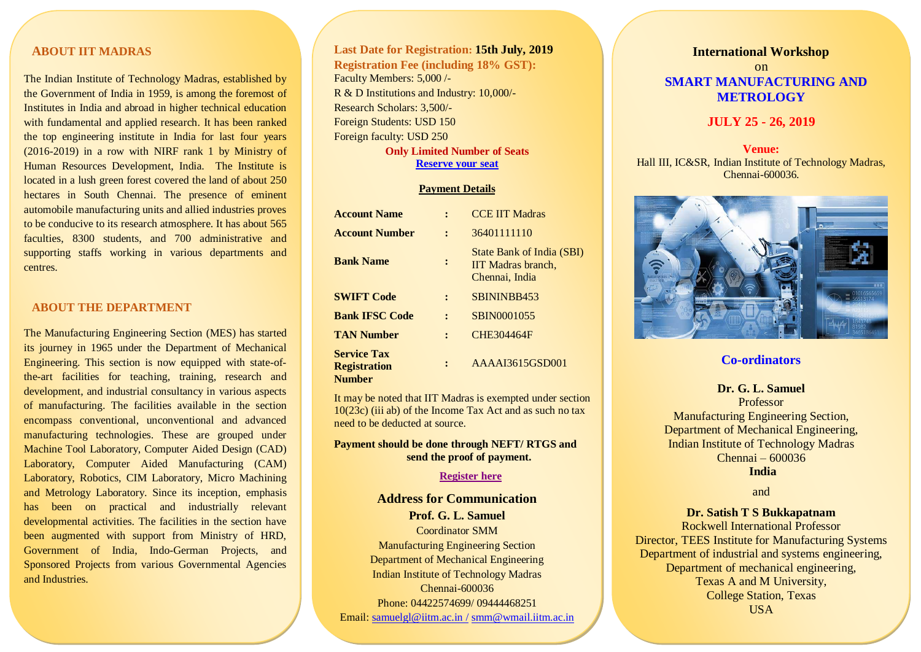## ABOUT IIT MADRAS

The Indian Institute of Technology Madras, established by the Government of India in 1959, is among the foremost of Institutes in India and abroad in higher technical education with fundamental and applied research. It has been ranked the top engineering institute in India for last four years (2016-2019) in a row with NIRF rank 1 by Ministry of Human Resources Development, India. The Institute is located in a lush green forest covered the land of about 250 hectares in South Chennai. The presence of eminent automobile manufacturing units and allied industries proves to be conducive to its research atmosphere. It has about 565 faculties, 8300 students, and 700 administrative and supporting staffs working in various departments and centres.

## ABOUT THE DEPARTMENT

The Manufacturing Engineering Section (MES) has started its journey in 1965 under the Department of Mechanical Engineering. This section is now equipped with state-of-the-art facilities for teaching, training, research and development, and industrial consultancy in various aspects of manufacturing. The facilities available in the section encompass conventional, unconventional and advanced manufacturing technologies. These are grouped under Machine Tool Laboratory, Computer Aided Design (CAD) Laboratory, Computer Aided Manufacturing (CAM) Laboratory, Robotics, CIM Laboratory, Micro Machining and Metrology Laboratory. Since its inception, emphasis has been on practical and industrially relevant developmental activities. The facilities in the section have been augmented with support from Ministry of HRD, Government of India, Indo-German Projects, and Sponsored Projects from various Governmental Agencies and Industries.

**Last Date for Registration: 15th July, 2019**

**Registration Fee (including 18% GST):**

Faculty Members: 5,000 /-
R & D Institutions and Industry: 10,000/-
Research Scholars: 3,500/-
Foreign Students: USD 150
Foreign faculty: USD 250

**Only Limited Number of Seats**

**Reserve your seat**

**Payment Details**

| | | |
|---|---|---|
| **Account Name** | : | CCE IIT Madras |
| **Account Number** | : | 36401111110 |
| **Bank Name** | : | State Bank of India (SBI) IIT Madras branch, Chennai, India |
| **SWIFT Code** | : | SBININBB453 |
| **Bank IFSC Code** | : | SBIN0001055 |
| **TAN Number** | : | CHE304464F |
| **Service Tax Registration Number** | : | AAAAI3615GSD001 |

It may be noted that IIT Madras is exempted under section 10(23c) (iii ab) of the Income Tax Act and as such no tax need to be deducted at source.

**Payment should be done through NEFT/ RTGS and send the proof of payment.**

**Register here**

### Address for Communication

**Prof. G. L. Samuel**
Coordinator SMM
Manufacturing Engineering Section
Department of Mechanical Engineering
Indian Institute of Technology Madras
Chennai-600036
Phone: 04422574699/ 09444468251
Email: samuelgl@iitm.ac.in / smm@wmail.iitm.ac.in

# International Workshop on SMART MANUFACTURING AND METROLOGY

## JULY 25 - 26, 2019

**Venue:**
Hall III, IC&SR, Indian Institute of Technology Madras, Chennai-600036.

### Co-ordinators

**Dr. G. L. Samuel**
Professor
Manufacturing Engineering Section,
Department of Mechanical Engineering,
Indian Institute of Technology Madras
Chennai – 600036
**India**

and

**Dr. Satish T S Bukkapatnam**
Rockwell International Professor
Director, TEES Institute for Manufacturing Systems
Department of industrial and systems engineering,
Department of mechanical engineering,
Texas A and M University,
College Station, Texas
USA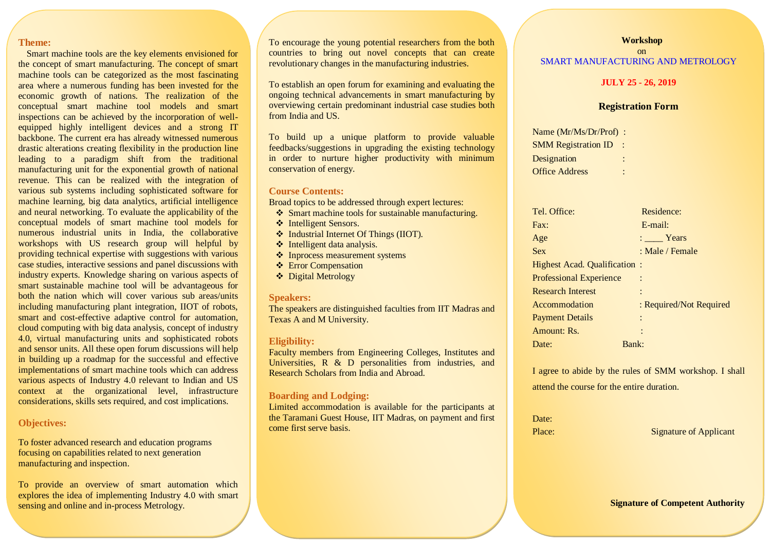## Theme:

Smart machine tools are the key elements envisioned for the concept of smart manufacturing. The concept of smart machine tools can be categorized as the most fascinating area where a numerous funding has been invested for the economic growth of nations. The realization of the conceptual smart machine tool models and smart inspections can be achieved by the incorporation of well-equipped highly intelligent devices and a strong IT backbone. The current era has already witnessed numerous drastic alterations creating flexibility in the production line leading to a paradigm shift from the traditional manufacturing unit for the exponential growth of national revenue. This can be realized with the integration of various sub systems including sophisticated software for machine learning, big data analytics, artificial intelligence and neural networking. To evaluate the applicability of the conceptual models of smart machine tool models for numerous industrial units in India, the collaborative workshops with US research group will helpful by providing technical expertise with suggestions with various case studies, interactive sessions and panel discussions with industry experts. Knowledge sharing on various aspects of smart sustainable machine tool will be advantageous for both the nation which will cover various sub areas/units including manufacturing plant integration, IIOT of robots, smart and cost-effective adaptive control for automation, cloud computing with big data analysis, concept of industry 4.0, virtual manufacturing units and sophisticated robots and sensor units. All these open forum discussions will help in building up a roadmap for the successful and effective implementations of smart machine tools which can address various aspects of Industry 4.0 relevant to Indian and US context at the organizational level, infrastructure considerations, skills sets required, and cost implications.

## Objectives:

To foster advanced research and education programs focusing on capabilities related to next generation manufacturing and inspection.

To provide an overview of smart automation which explores the idea of implementing Industry 4.0 with smart sensing and online and in-process Metrology.

To encourage the young potential researchers from the both countries to bring out novel concepts that can create revolutionary changes in the manufacturing industries.

To establish an open forum for examining and evaluating the ongoing technical advancements in smart manufacturing by overviewing certain predominant industrial case studies both from India and US.

To build up a unique platform to provide valuable feedbacks/suggestions in upgrading the existing technology in order to nurture higher productivity with minimum conservation of energy.

## Course Contents:

Broad topics to be addressed through expert lectures:

- Smart machine tools for sustainable manufacturing.
- Intelligent Sensors.
- Industrial Internet Of Things (IIOT).
- Intelligent data analysis.
- Inprocess measurement systems
- Error Compensation
- Digital Metrology

## Speakers:

The speakers are distinguished faculties from IIT Madras and Texas A and M University.

## Eligibility:

Faculty members from Engineering Colleges, Institutes and Universities, R & D personalities from industries, and Research Scholars from India and Abroad.

## Boarding and Lodging:

Limited accommodation is available for the participants at the Taramani Guest House, IIT Madras, on payment and first come first serve basis.

**Workshop**
on
SMART MANUFACTURING AND METROLOGY

**JULY 25 - 26, 2019**

### Registration Form

Name (Mr/Ms/Dr/Prof) :
SMM Registration ID :
Designation :
Office Address :

Tel. Office: Residence:
Fax: E-mail:
Age : ____ Years
Sex : Male / Female
Highest Acad. Qualification :
Professional Experience :
Research Interest :
Accommodation : Required/Not Required
Payment Details :
Amount: Rs. :
Date: Bank:

I agree to abide by the rules of SMM workshop. I shall attend the course for the entire duration.

Date:
Place: Signature of Applicant

**Signature of Competent Authority**